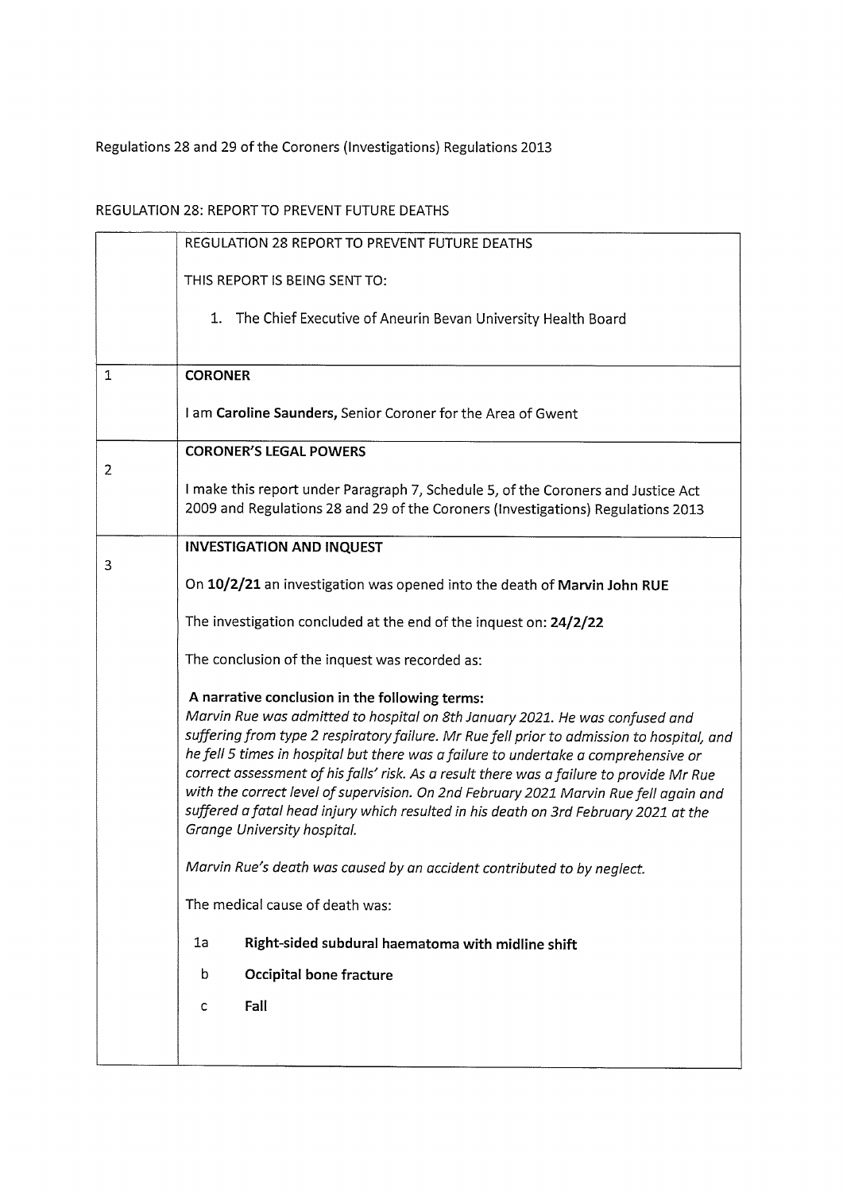Regulations 28 and 29 of the Coroners (Investigations) Regulations 2013

REGULATION 28: REPORT TO PREVENT FUTURE DEATHS

| | REGULATION 28 REPORT TO PREVENT FUTURE DEATHS<br><br>THIS REPORT IS BEING SENT TO:<br><br>1. The Chief Executive of Aneurin Bevan University Health Board |
|---|---|
| 1 | **CORONER**<br><br>I am **Caroline Saunders,** Senior Coroner for the Area of Gwent |
| 2 | **CORONER'S LEGAL POWERS**<br><br>I make this report under Paragraph 7, Schedule 5, of the Coroners and Justice Act 2009 and Regulations 28 and 29 of the Coroners (Investigations) Regulations 2013 |
| 3 | **INVESTIGATION AND INQUEST**<br><br>On **10/2/21** an investigation was opened into the death of **Marvin John RUE**<br><br>The investigation concluded at the end of the inquest on: **24/2/22**<br><br>The conclusion of the inquest was recorded as:<br><br>**A narrative conclusion in the following terms:**<br>*Marvin Rue was admitted to hospital on 8th January 2021. He was confused and suffering from type 2 respiratory failure. Mr Rue fell prior to admission to hospital, and he fell 5 times in hospital but there was a failure to undertake a comprehensive or correct assessment of his falls' risk. As a result there was a failure to provide Mr Rue with the correct level of supervision. On 2nd February 2021 Marvin Rue fell again and suffered a fatal head injury which resulted in his death on 3rd February 2021 at the Grange University hospital.*<br><br>*Marvin Rue's death was caused by an accident contributed to by neglect.*<br><br>The medical cause of death was:<br><br>1a **Right-sided subdural haematoma with midline shift**<br><br>b **Occipital bone fracture**<br><br>c **Fall** |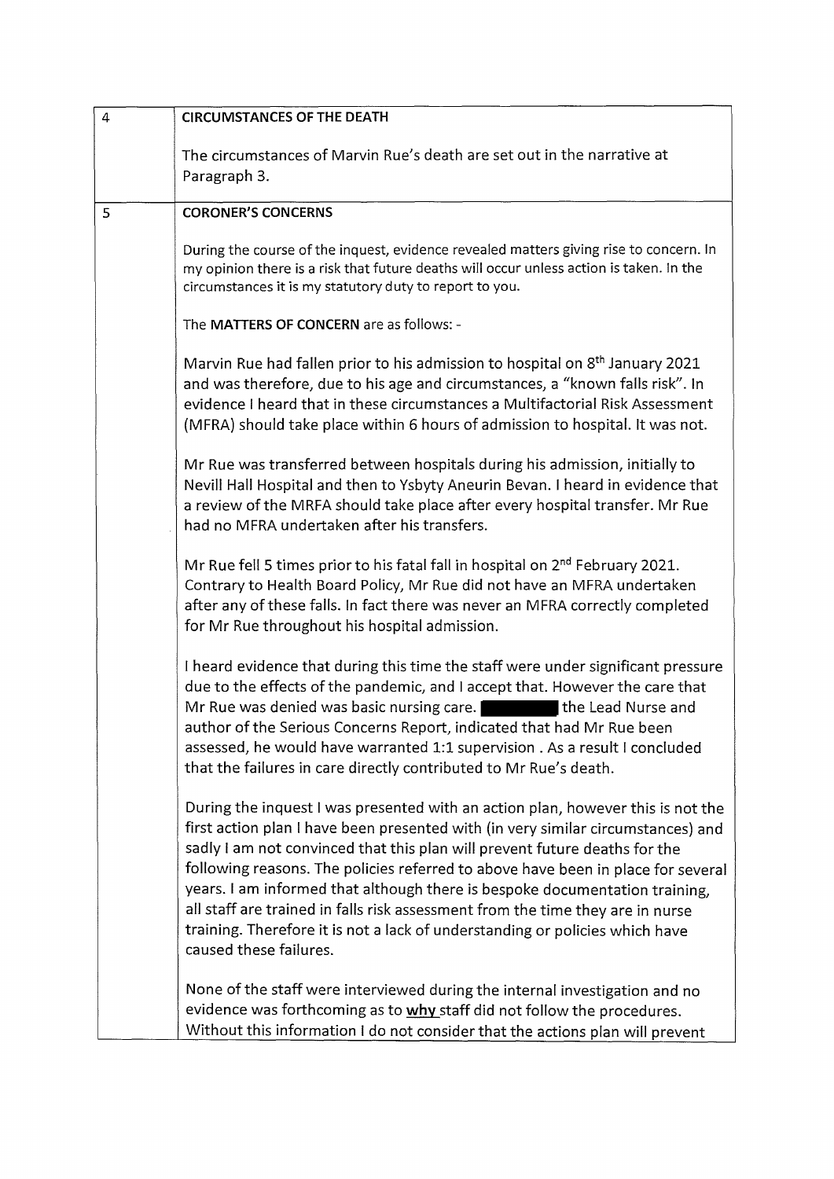| | |
|---|---|
| 4 | **CIRCUMSTANCES OF THE DEATH**<br><br>The circumstances of Marvin Rue's death are set out in the narrative at Paragraph 3. |
| 5 | **CORONER'S CONCERNS**<br><br>During the course of the inquest, evidence revealed matters giving rise to concern. In my opinion there is a risk that future deaths will occur unless action is taken. In the circumstances it is my statutory duty to report to you.<br><br>The **MATTERS OF CONCERN** are as follows: -<br><br>Marvin Rue had fallen prior to his admission to hospital on 8th January 2021 and was therefore, due to his age and circumstances, a "known falls risk". In evidence I heard that in these circumstances a Multifactorial Risk Assessment (MFRA) should take place within 6 hours of admission to hospital. It was not.<br><br>Mr Rue was transferred between hospitals during his admission, initially to Nevill Hall Hospital and then to Ysbyty Aneurin Bevan. I heard in evidence that a review of the MRFA should take place after every hospital transfer. Mr Rue had no MFRA undertaken after his transfers.<br><br>Mr Rue fell 5 times prior to his fatal fall in hospital on 2nd February 2021. Contrary to Health Board Policy, Mr Rue did not have an MFRA undertaken after any of these falls. In fact there was never an MFRA correctly completed for Mr Rue throughout his hospital admission.<br><br>I heard evidence that during this time the staff were under significant pressure due to the effects of the pandemic, and I accept that. However the care that Mr Rue was denied was basic nursing care. ██████ the Lead Nurse and author of the Serious Concerns Report, indicated that had Mr Rue been assessed, he would have warranted 1:1 supervision . As a result I concluded that the failures in care directly contributed to Mr Rue's death.<br><br>During the inquest I was presented with an action plan, however this is not the first action plan I have been presented with (in very similar circumstances) and sadly I am not convinced that this plan will prevent future deaths for the following reasons. The policies referred to above have been in place for several years. I am informed that although there is bespoke documentation training, all staff are trained in falls risk assessment from the time they are in nurse training. Therefore it is not a lack of understanding or policies which have caused these failures.<br><br>None of the staff were interviewed during the internal investigation and no evidence was forthcoming as to **why** staff did not follow the procedures. Without this information I do not consider that the actions plan will prevent |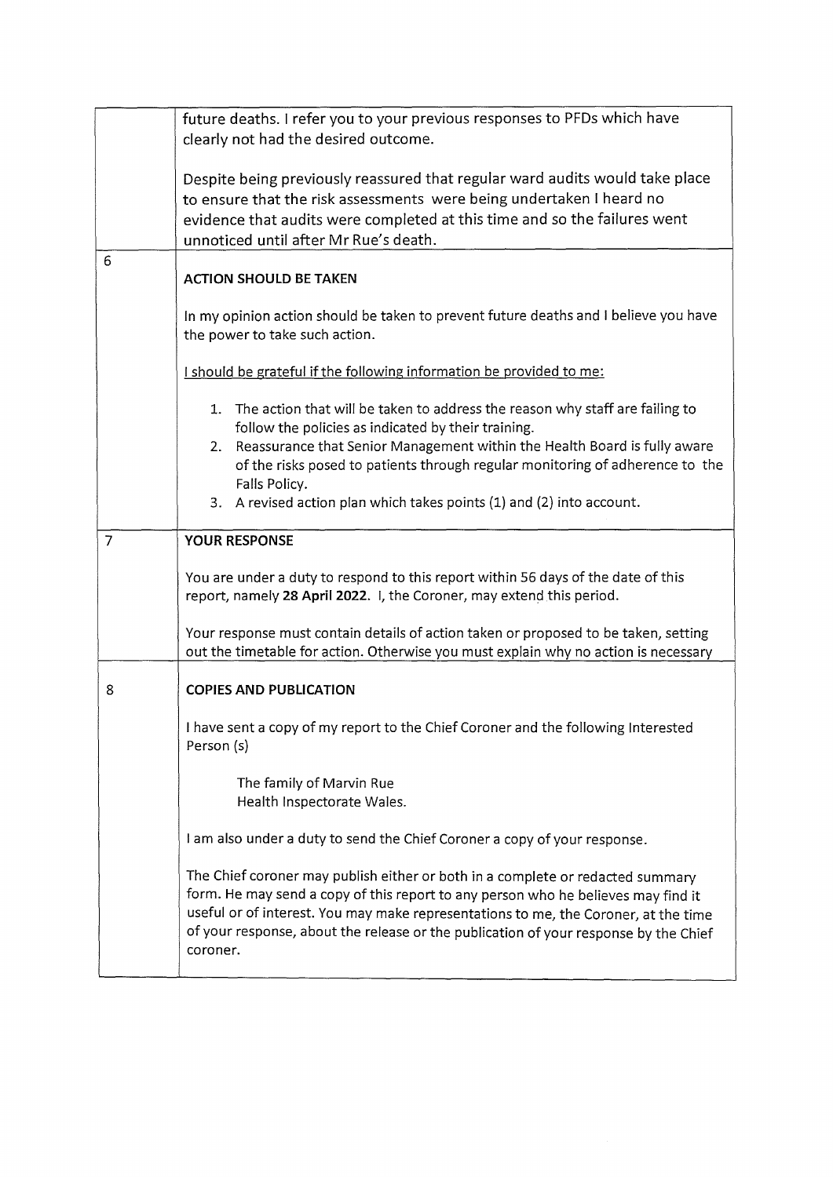future deaths. I refer you to your previous responses to PFDs which have clearly not had the desired outcome.

Despite being previously reassured that regular ward audits would take place to ensure that the risk assessments were being undertaken I heard no evidence that audits were completed at this time and so the failures went unnoticed until after Mr Rue's death.

6

**ACTION SHOULD BE TAKEN**

In my opinion action should be taken to prevent future deaths and I believe you have the power to take such action.

I should be grateful if the following information be provided to me:

1. The action that will be taken to address the reason why staff are failing to follow the policies as indicated by their training.
2. Reassurance that Senior Management within the Health Board is fully aware of the risks posed to patients through regular monitoring of adherence to the Falls Policy.
3. A revised action plan which takes points (1) and (2) into account.

7

**YOUR RESPONSE**

You are under a duty to respond to this report within 56 days of the date of this report, namely **28 April 2022**. I, the Coroner, may extend this period.

Your response must contain details of action taken or proposed to be taken, setting out the timetable for action. Otherwise you must explain why no action is necessary

8

**COPIES AND PUBLICATION**

I have sent a copy of my report to the Chief Coroner and the following Interested Person (s)

The family of Marvin Rue
Health Inspectorate Wales.

I am also under a duty to send the Chief Coroner a copy of your response.

The Chief coroner may publish either or both in a complete or redacted summary form. He may send a copy of this report to any person who he believes may find it useful or of interest. You may make representations to me, the Coroner, at the time of your response, about the release or the publication of your response by the Chief coroner.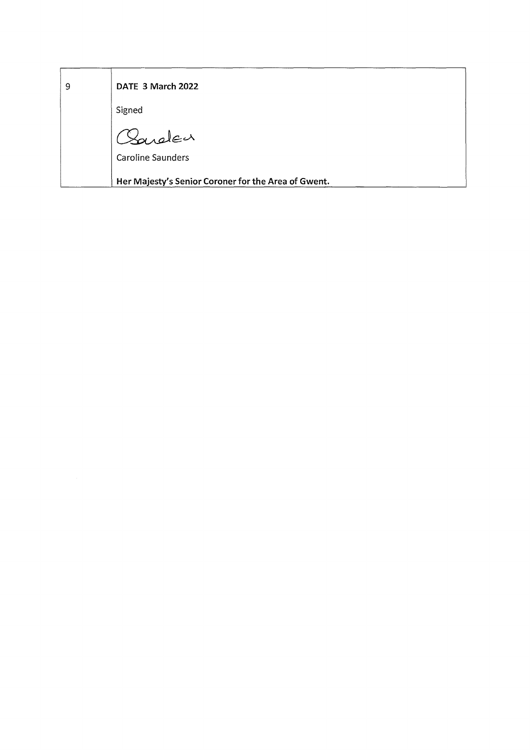| | |
|---|---|
| 9 | **DATE 3 March 2022**<br><br>Signed<br><br>Caroline Saunders<br><br>**Her Majesty's Senior Coroner for the Area of Gwent.** |